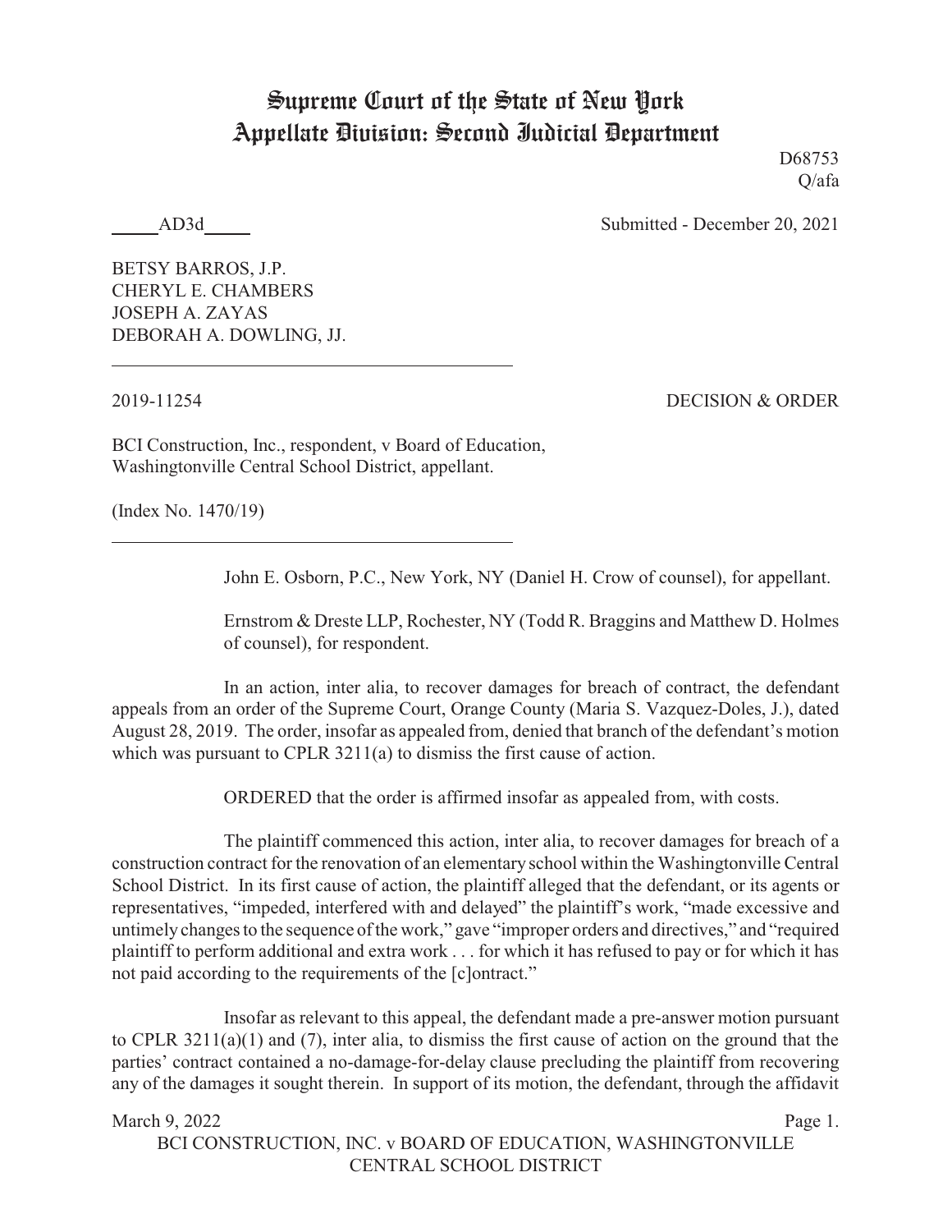# Supreme Court of the State of New York
# Appellate Division: Second Judicial Department

D68753
Q/afa

\_\_\_\_\_AD3d\_\_\_\_\_ Submitted - December 20, 2021

BETSY BARROS, J.P.
CHERYL E. CHAMBERS
JOSEPH A. ZAYAS
DEBORAH A. DOWLING, JJ.

---

2019-11254 DECISION & ORDER

BCI Construction, Inc., respondent, v Board of Education, Washingtonville Central School District, appellant.

(Index No. 1470/19)

---

John E. Osborn, P.C., New York, NY (Daniel H. Crow of counsel), for appellant.

Ernstrom & Dreste LLP, Rochester, NY (Todd R. Braggins and Matthew D. Holmes of counsel), for respondent.

In an action, inter alia, to recover damages for breach of contract, the defendant appeals from an order of the Supreme Court, Orange County (Maria S. Vazquez-Doles, J.), dated August 28, 2019. The order, insofar as appealed from, denied that branch of the defendant's motion which was pursuant to CPLR 3211(a) to dismiss the first cause of action.

ORDERED that the order is affirmed insofar as appealed from, with costs.

The plaintiff commenced this action, inter alia, to recover damages for breach of a construction contract for the renovation of an elementary school within the Washingtonville Central School District. In its first cause of action, the plaintiff alleged that the defendant, or its agents or representatives, "impeded, interfered with and delayed" the plaintiff's work, "made excessive and untimely changes to the sequence of the work," gave "improper orders and directives," and "required plaintiff to perform additional and extra work . . . for which it has refused to pay or for which it has not paid according to the requirements of the [c]ontract."

Insofar as relevant to this appeal, the defendant made a pre-answer motion pursuant to CPLR 3211(a)(1) and (7), inter alia, to dismiss the first cause of action on the ground that the parties' contract contained a no-damage-for-delay clause precluding the plaintiff from recovering any of the damages it sought therein. In support of its motion, the defendant, through the affidavit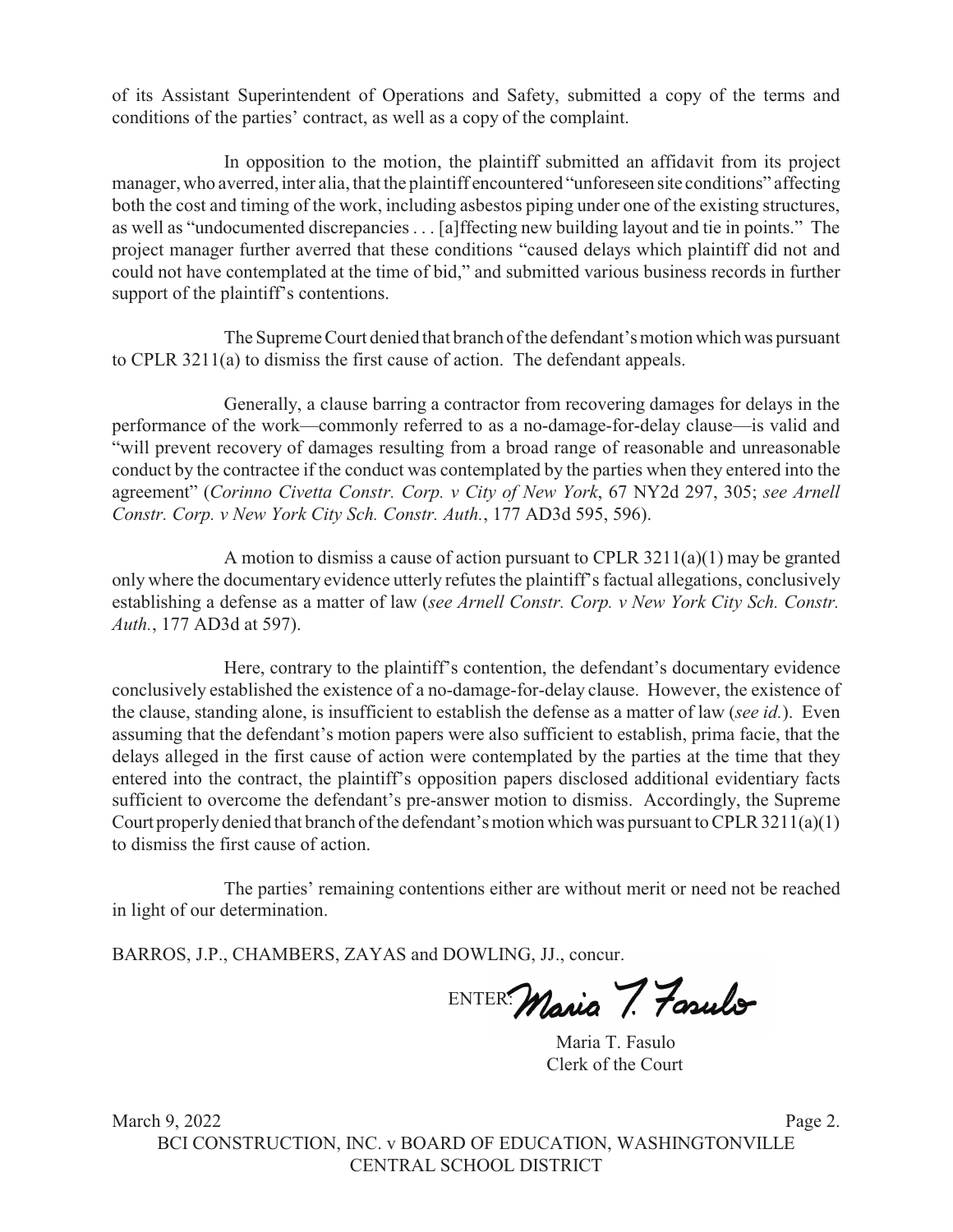of its Assistant Superintendent of Operations and Safety, submitted a copy of the terms and conditions of the parties' contract, as well as a copy of the complaint.

In opposition to the motion, the plaintiff submitted an affidavit from its project manager, who averred, inter alia, that the plaintiff encountered "unforeseen site conditions" affecting both the cost and timing of the work, including asbestos piping under one of the existing structures, as well as "undocumented discrepancies . . . [a]ffecting new building layout and tie in points." The project manager further averred that these conditions "caused delays which plaintiff did not and could not have contemplated at the time of bid," and submitted various business records in further support of the plaintiff's contentions.

The Supreme Court denied that branch of the defendant's motion which was pursuant to CPLR 3211(a) to dismiss the first cause of action. The defendant appeals.

Generally, a clause barring a contractor from recovering damages for delays in the performance of the work—commonly referred to as a no-damage-for-delay clause—is valid and "will prevent recovery of damages resulting from a broad range of reasonable and unreasonable conduct by the contractee if the conduct was contemplated by the parties when they entered into the agreement" (*Corinno Civetta Constr. Corp. v City of New York*, 67 NY2d 297, 305; *see Arnell Constr. Corp. v New York City Sch. Constr. Auth.*, 177 AD3d 595, 596).

A motion to dismiss a cause of action pursuant to CPLR 3211(a)(1) may be granted only where the documentary evidence utterly refutes the plaintiff's factual allegations, conclusively establishing a defense as a matter of law (*see Arnell Constr. Corp. v New York City Sch. Constr. Auth.*, 177 AD3d at 597).

Here, contrary to the plaintiff's contention, the defendant's documentary evidence conclusively established the existence of a no-damage-for-delay clause. However, the existence of the clause, standing alone, is insufficient to establish the defense as a matter of law (*see id.*). Even assuming that the defendant's motion papers were also sufficient to establish, prima facie, that the delays alleged in the first cause of action were contemplated by the parties at the time that they entered into the contract, the plaintiff's opposition papers disclosed additional evidentiary facts sufficient to overcome the defendant's pre-answer motion to dismiss. Accordingly, the Supreme Court properly denied that branch of the defendant's motion which was pursuant to CPLR 3211(a)(1) to dismiss the first cause of action.

The parties' remaining contentions either are without merit or need not be reached in light of our determination.

BARROS, J.P., CHAMBERS, ZAYAS and DOWLING, JJ., concur.

ENTER: *Maria T. Fasulo*

Maria T. Fasulo
Clerk of the Court

March 9, 2022

BCI CONSTRUCTION, INC. v BOARD OF EDUCATION, WASHINGTONVILLE CENTRAL SCHOOL DISTRICT